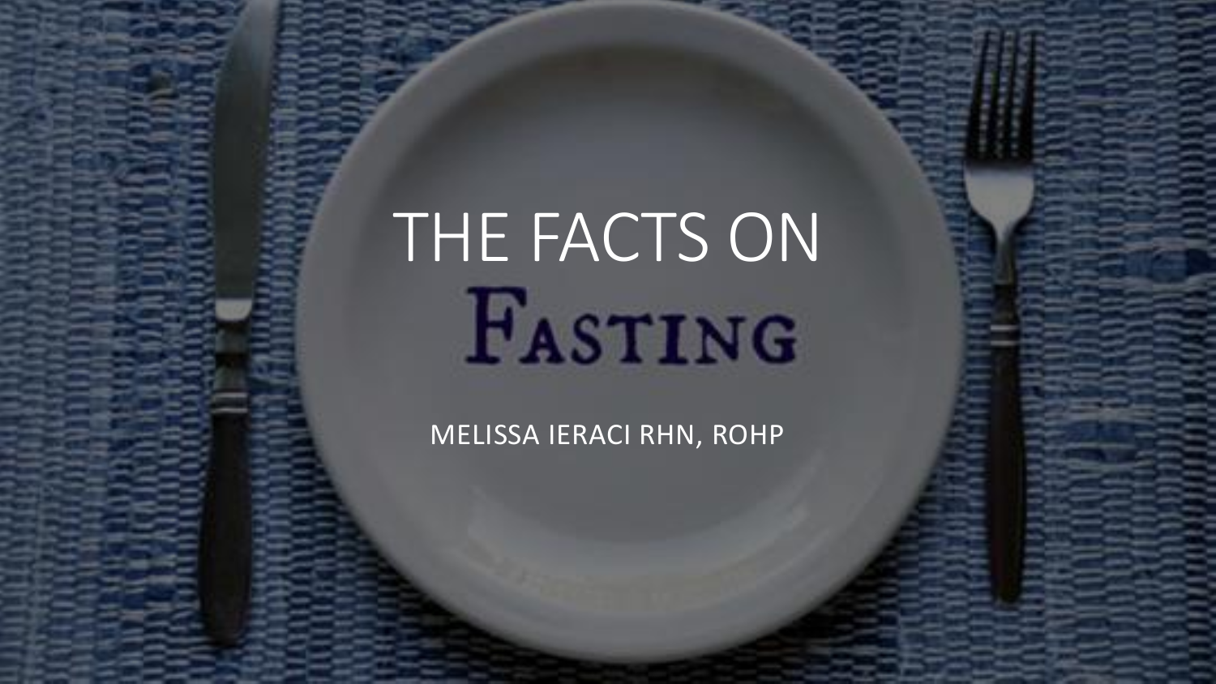# THE FACTS ON FASTING

MELISSA IERACI RHN, ROHP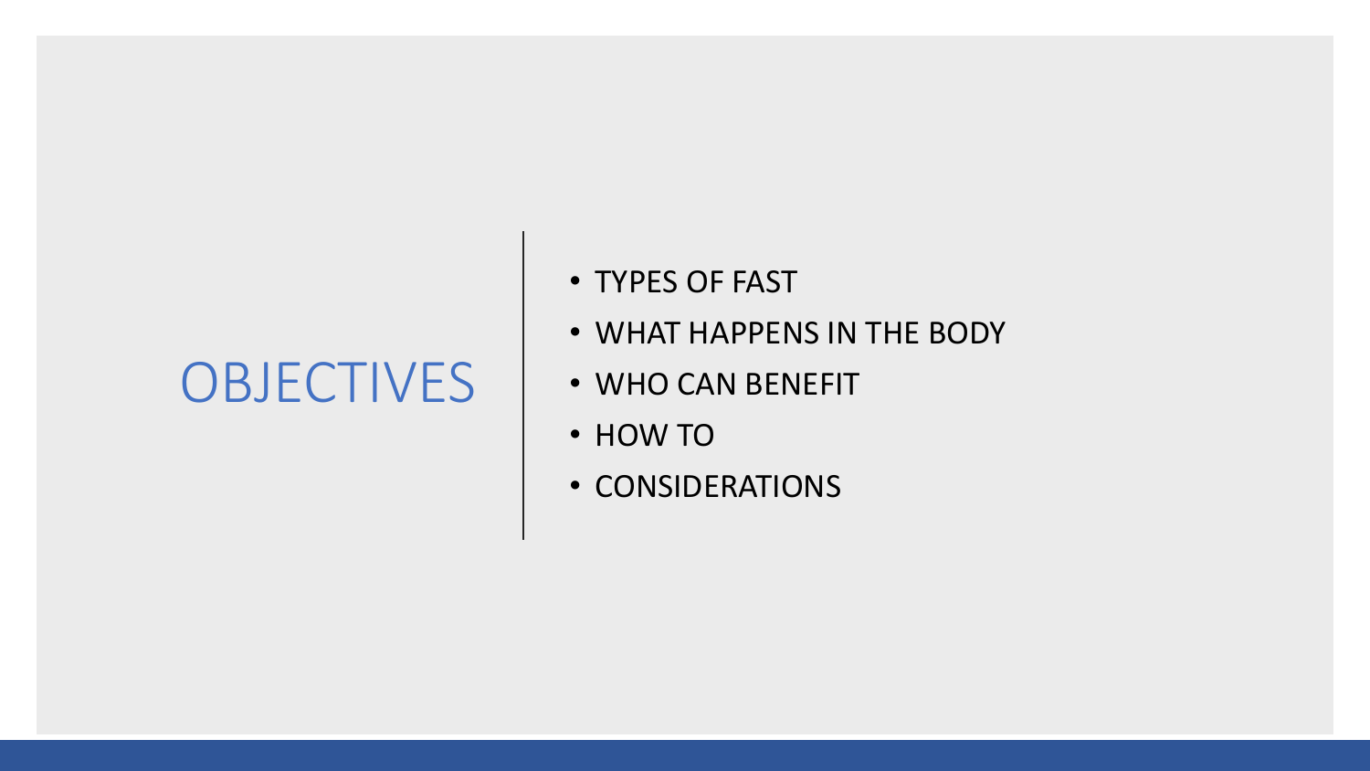# OBJECTIVES

- TYPES OF FAST
- WHAT HAPPENS IN THE BODY
- WHO CAN BENEFIT
- HOW TO
- CONSIDERATIONS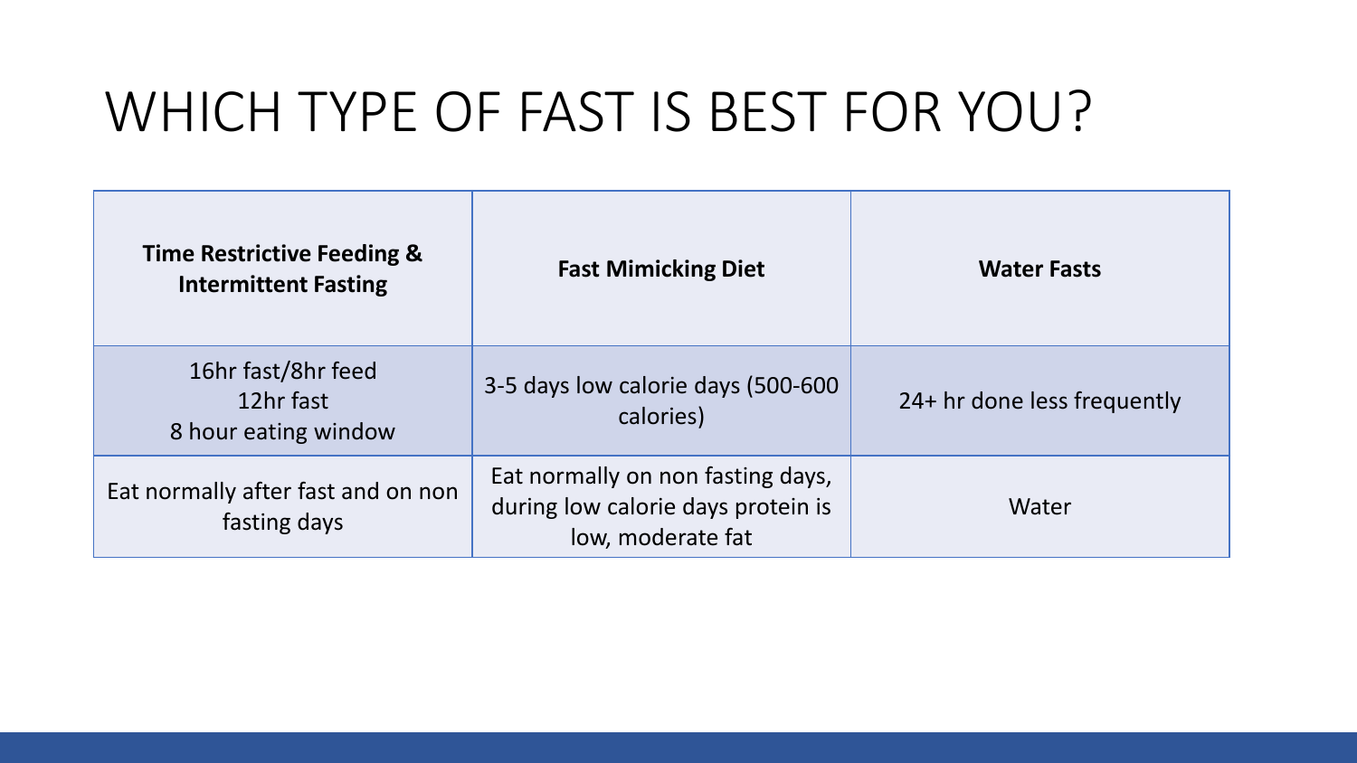# WHICH TYPE OF FAST IS BEST FOR YOU?

| **Time Restrictive Feeding & Intermittent Fasting** | **Fast Mimicking Diet** | **Water Fasts** |
|---|---|---|
| 16hr fast/8hr feed<br>12hr fast<br>8 hour eating window | 3-5 days low calorie days (500-600 calories) | 24+ hr done less frequently |
| Eat normally after fast and on non fasting days | Eat normally on non fasting days, during low calorie days protein is low, moderate fat | Water |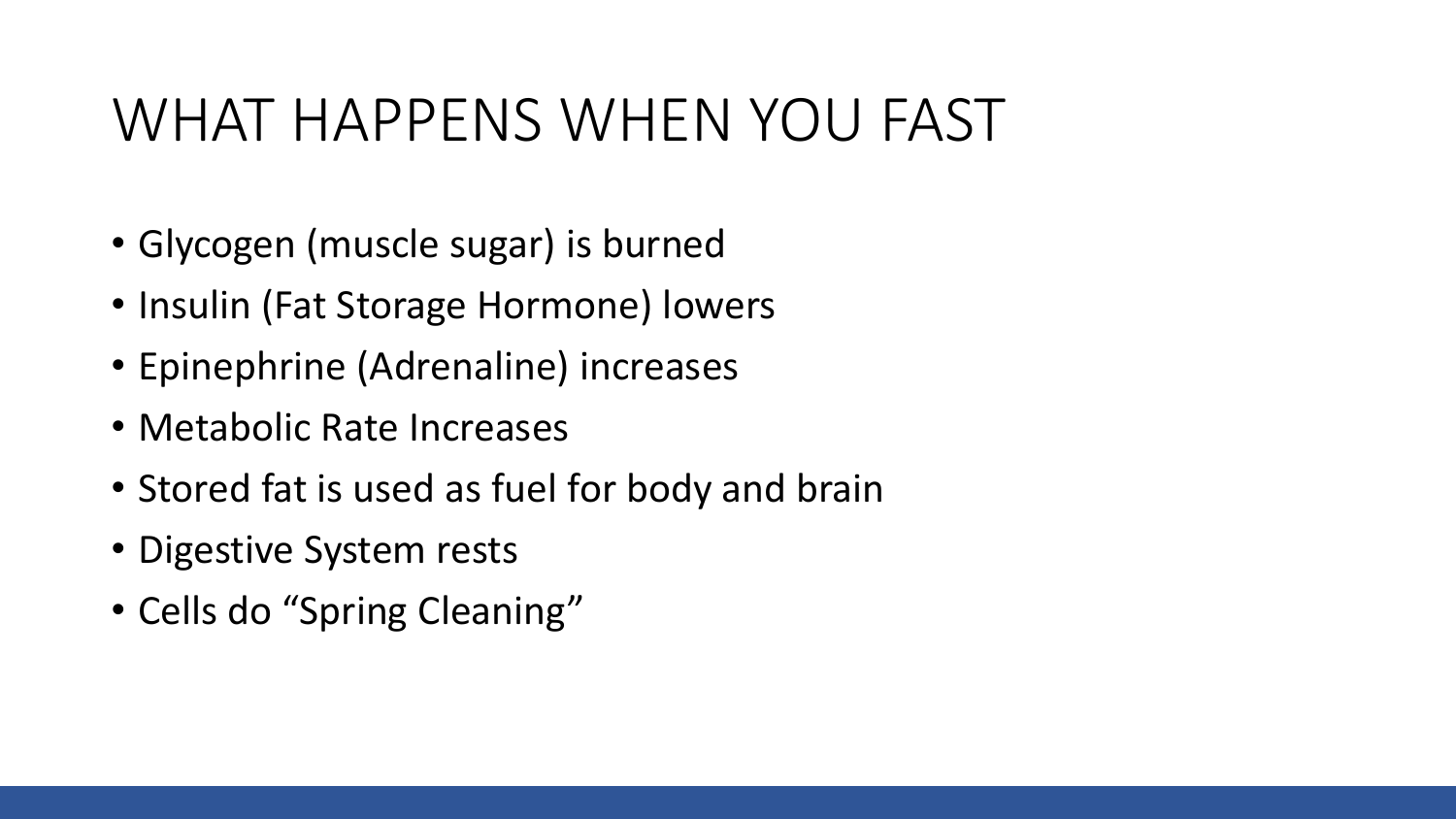# WHAT HAPPENS WHEN YOU FAST

- Glycogen (muscle sugar) is burned
- Insulin (Fat Storage Hormone) lowers
- Epinephrine (Adrenaline) increases
- Metabolic Rate Increases
- Stored fat is used as fuel for body and brain
- Digestive System rests
- Cells do “Spring Cleaning”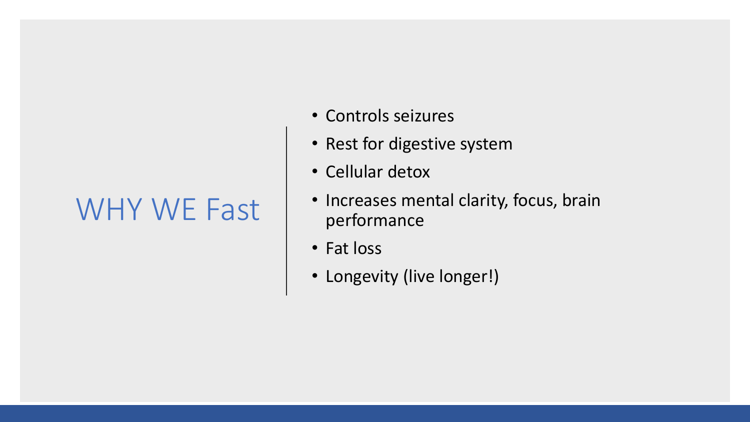# WHY WE Fast

- Controls seizures
- Rest for digestive system
- Cellular detox
- Increases mental clarity, focus, brain performance
- Fat loss
- Longevity (live longer!)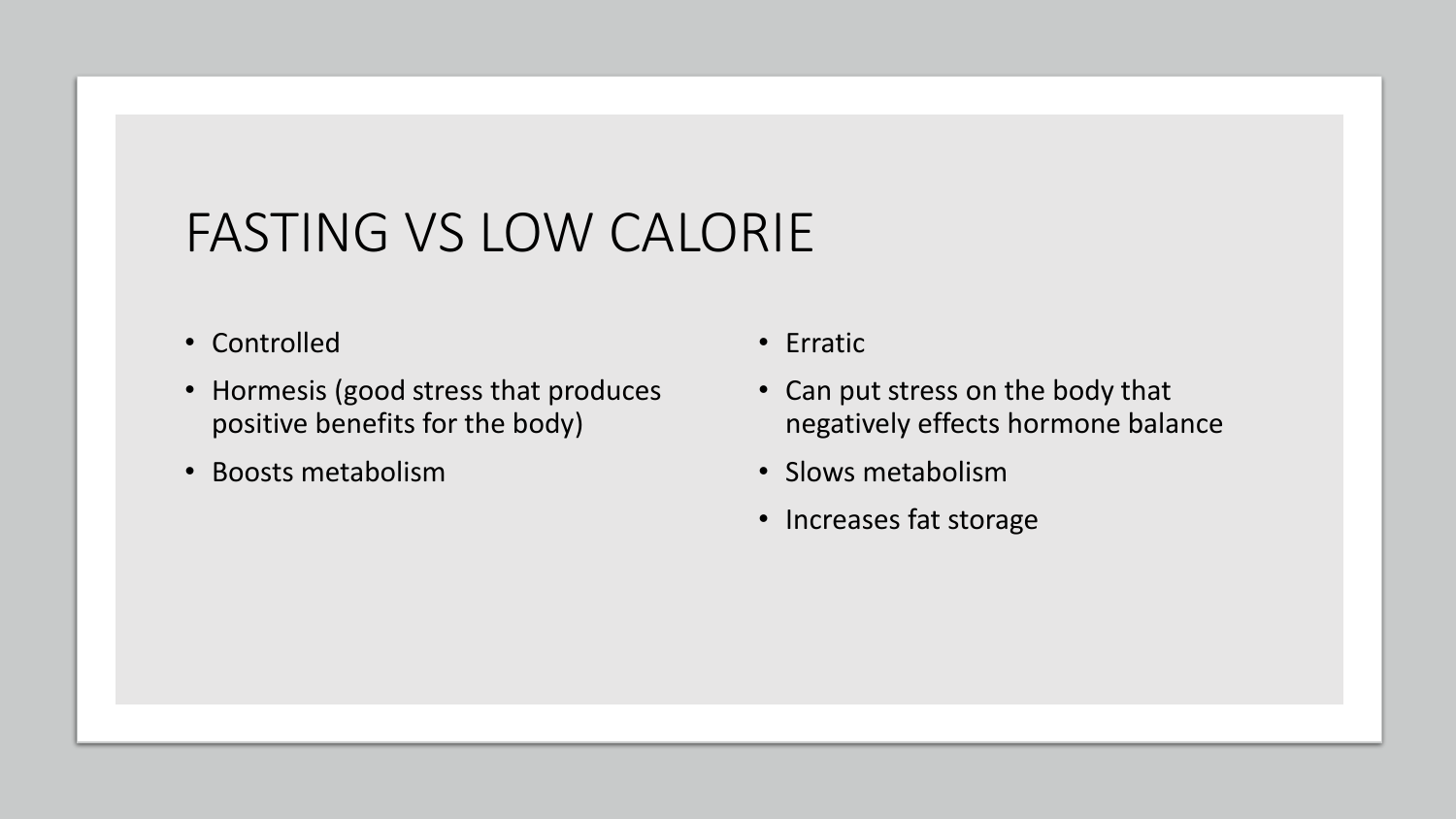# FASTING VS LOW CALORIE

- Controlled
- Hormesis (good stress that produces positive benefits for the body)
- Boosts metabolism

- Erratic
- Can put stress on the body that negatively effects hormone balance
- Slows metabolism
- Increases fat storage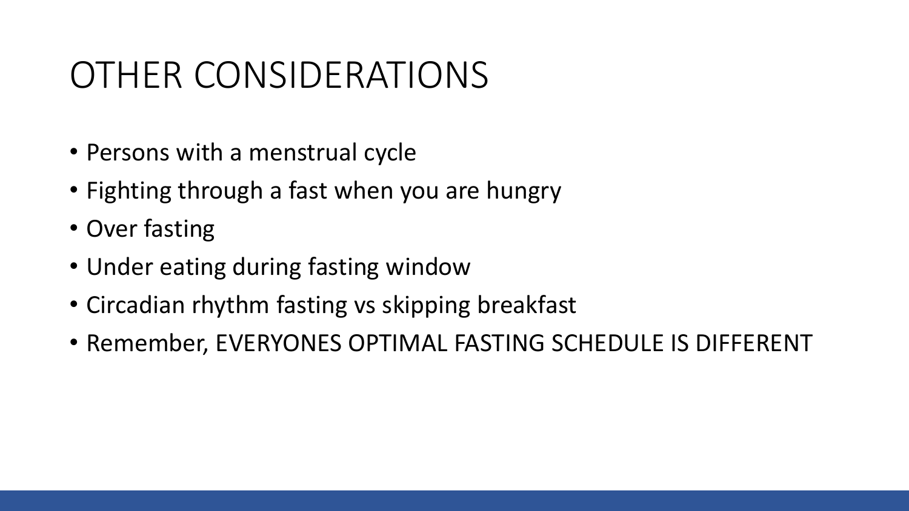# OTHER CONSIDERATIONS

- Persons with a menstrual cycle
- Fighting through a fast when you are hungry
- Over fasting
- Under eating during fasting window
- Circadian rhythm fasting vs skipping breakfast
- Remember, EVERYONES OPTIMAL FASTING SCHEDULE IS DIFFERENT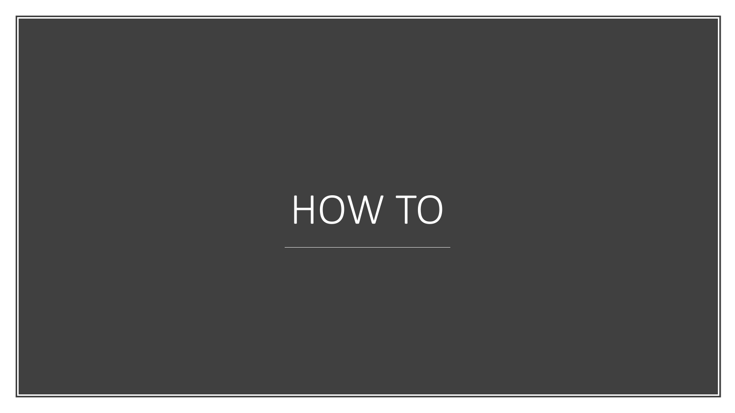# HOW TO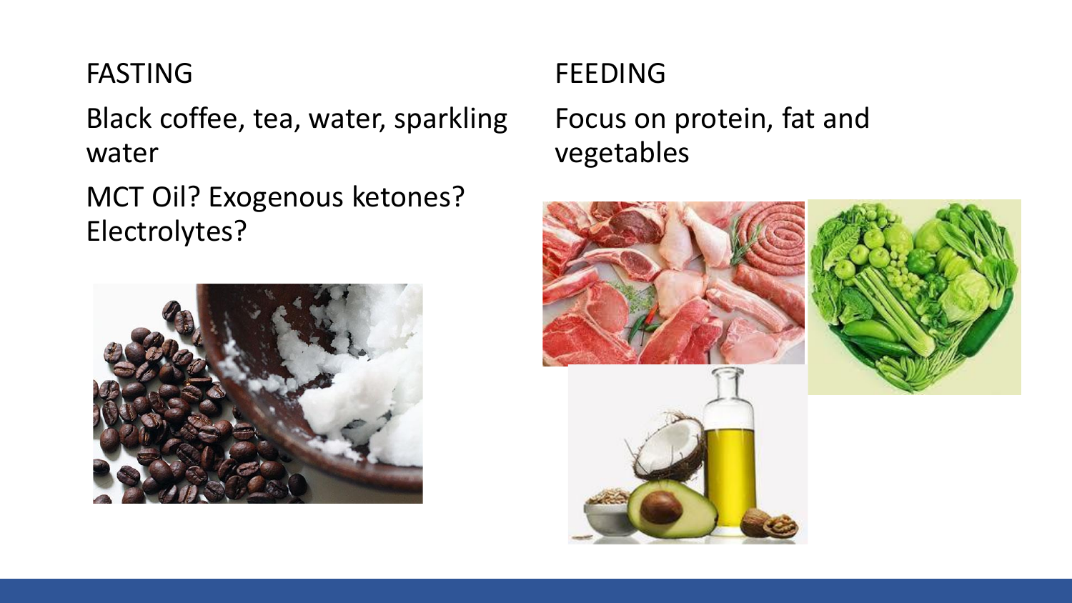## FASTING

Black coffee, tea, water, sparkling water

MCT Oil? Exogenous ketones? Electrolytes?

## FEEDING

Focus on protein, fat and vegetables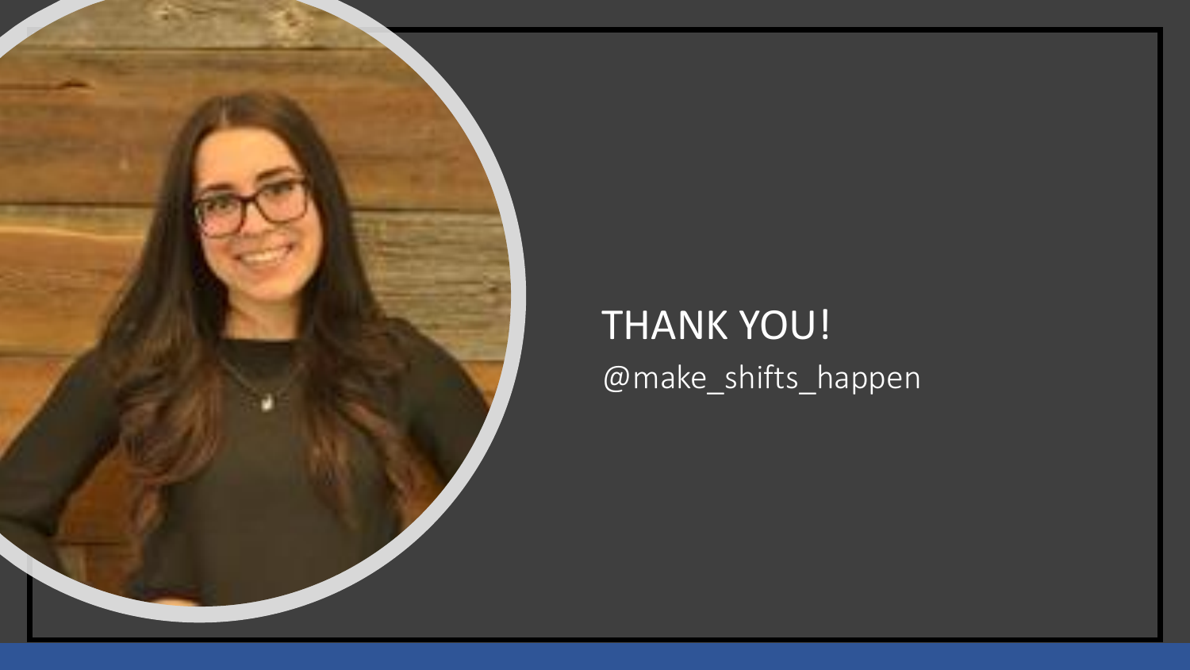THANK YOU!

@make_shifts_happen